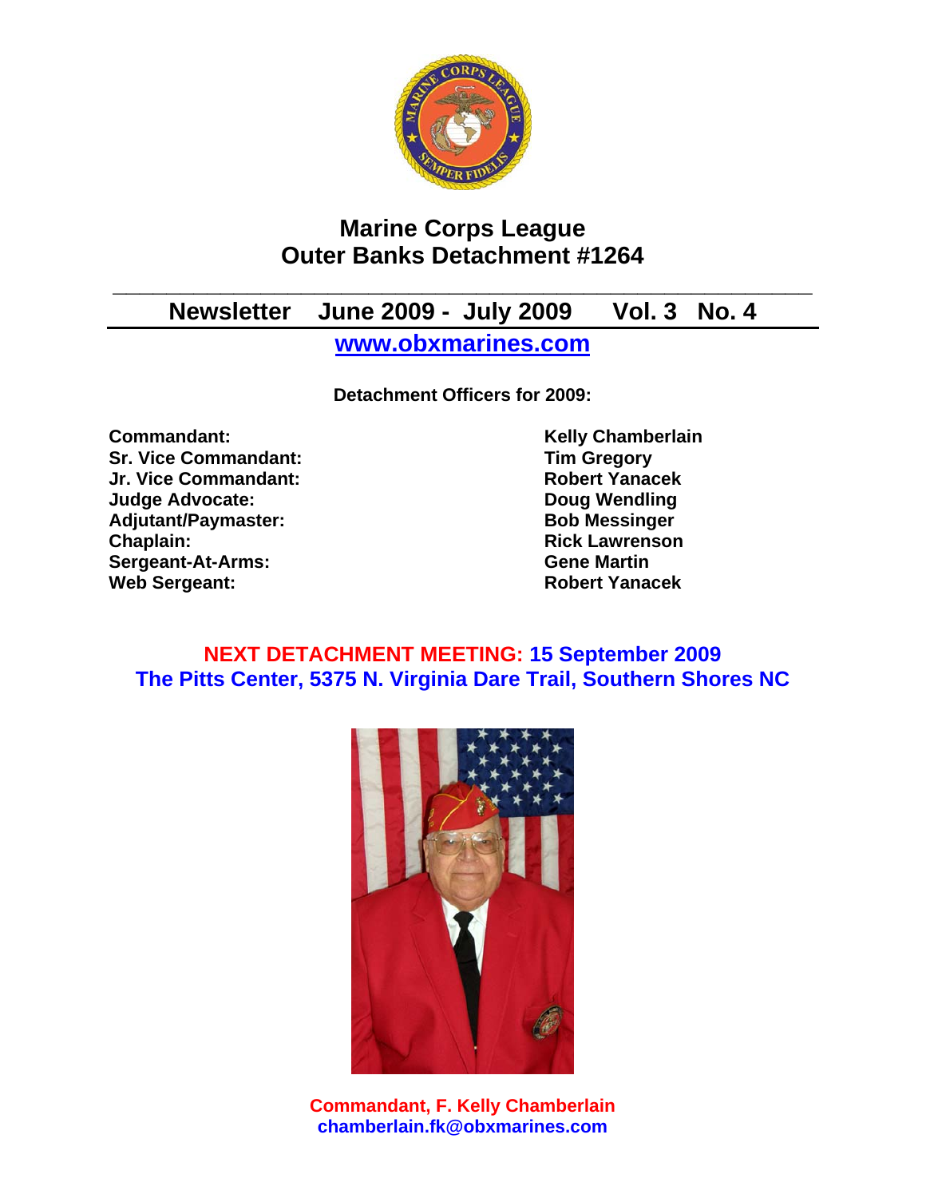# Marine Corps League
# Outer Banks Detachment #1264

## Newsletter June 2009 - July 2009 Vol. 3 No. 4

**[www.obxmarines.com](http://www.obxmarines.com)**

**Detachment Officers for 2009:**

| | |
|---|---|
| **Commandant:** | **Kelly Chamberlain** |
| **Sr. Vice Commandant:** | **Tim Gregory** |
| **Jr. Vice Commandant:** | **Robert Yanacek** |
| **Judge Advocate:** | **Doug Wendling** |
| **Adjutant/Paymaster:** | **Bob Messinger** |
| **Chaplain:** | **Rick Lawrenson** |
| **Sergeant-At-Arms:** | **Gene Martin** |
| **Web Sergeant:** | **Robert Yanacek** |

**NEXT DETACHMENT MEETING: 15 September 2009**
**The Pitts Center, 5375 N. Virginia Dare Trail, Southern Shores NC**

**Commandant, F. Kelly Chamberlain**
**chamberlain.fk@obxmarines.com**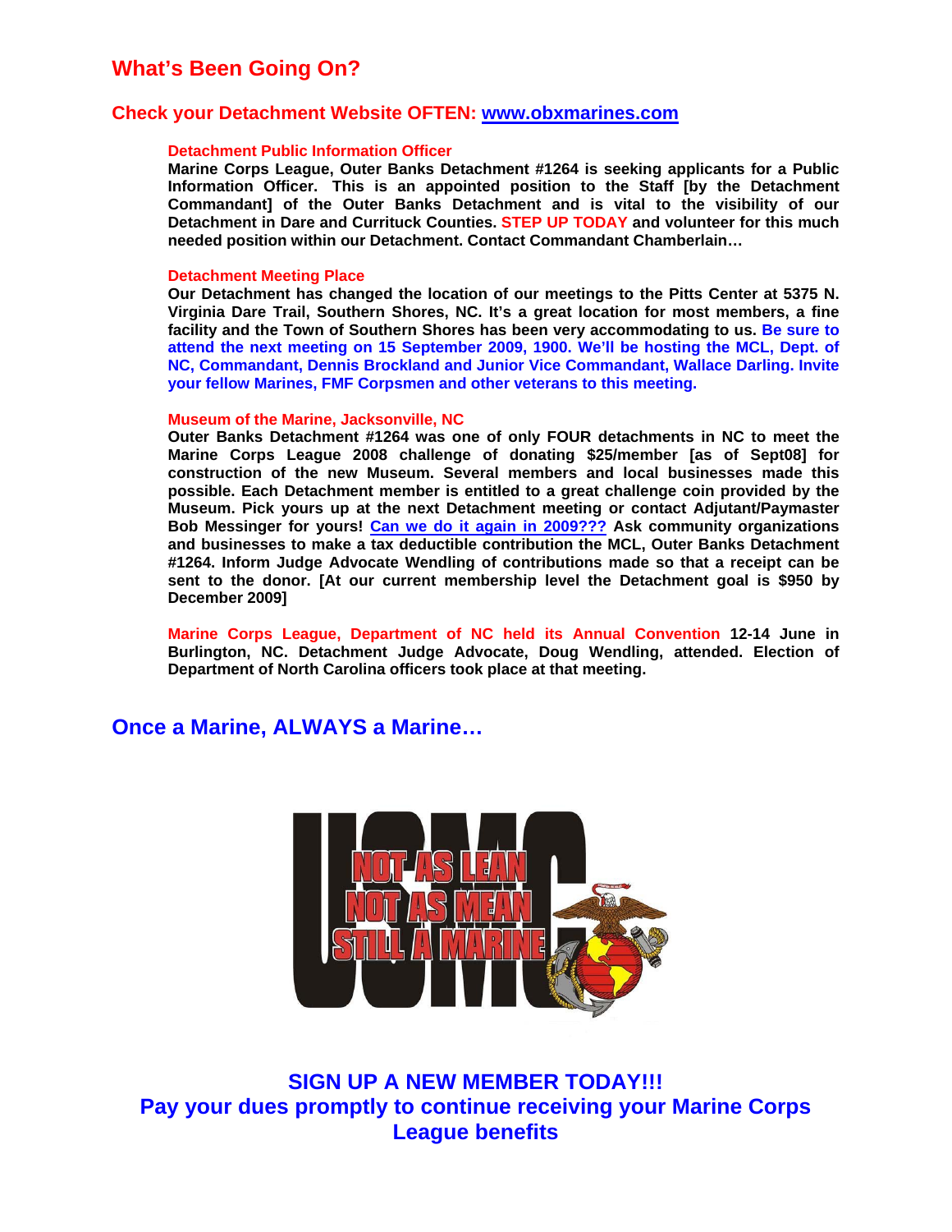## What's Been Going On?

### Check your Detachment Website OFTEN: www.obxmarines.com

**Detachment Public Information Officer**

**Marine Corps League, Outer Banks Detachment #1264 is seeking applicants for a Public Information Officer. This is an appointed position to the Staff [by the Detachment Commandant] of the Outer Banks Detachment and is vital to the visibility of our Detachment in Dare and Currituck Counties. STEP UP TODAY and volunteer for this much needed position within our Detachment. Contact Commandant Chamberlain…**

**Detachment Meeting Place**

**Our Detachment has changed the location of our meetings to the Pitts Center at 5375 N. Virginia Dare Trail, Southern Shores, NC. It's a great location for most members, a fine facility and the Town of Southern Shores has been very accommodating to us. Be sure to attend the next meeting on 15 September 2009, 1900. We'll be hosting the MCL, Dept. of NC, Commandant, Dennis Brockland and Junior Vice Commandant, Wallace Darling. Invite your fellow Marines, FMF Corpsmen and other veterans to this meeting.**

**Museum of the Marine, Jacksonville, NC**

**Outer Banks Detachment #1264 was one of only FOUR detachments in NC to meet the Marine Corps League 2008 challenge of donating $25/member [as of Sept08] for construction of the new Museum. Several members and local businesses made this possible. Each Detachment member is entitled to a great challenge coin provided by the Museum. Pick yours up at the next Detachment meeting or contact Adjutant/Paymaster Bob Messinger for yours! Can we do it again in 2009??? Ask community organizations and businesses to make a tax deductible contribution the MCL, Outer Banks Detachment #1264. Inform Judge Advocate Wendling of contributions made so that a receipt can be sent to the donor. [At our current membership level the Detachment goal is $950 by December 2009]**

**Marine Corps League, Department of NC held its Annual Convention 12-14 June in Burlington, NC. Detachment Judge Advocate, Doug Wendling, attended. Election of Department of North Carolina officers took place at that meeting.**

## Once a Marine, ALWAYS a Marine…

### SIGN UP A NEW MEMBER TODAY!!!
### Pay your dues promptly to continue receiving your Marine Corps League benefits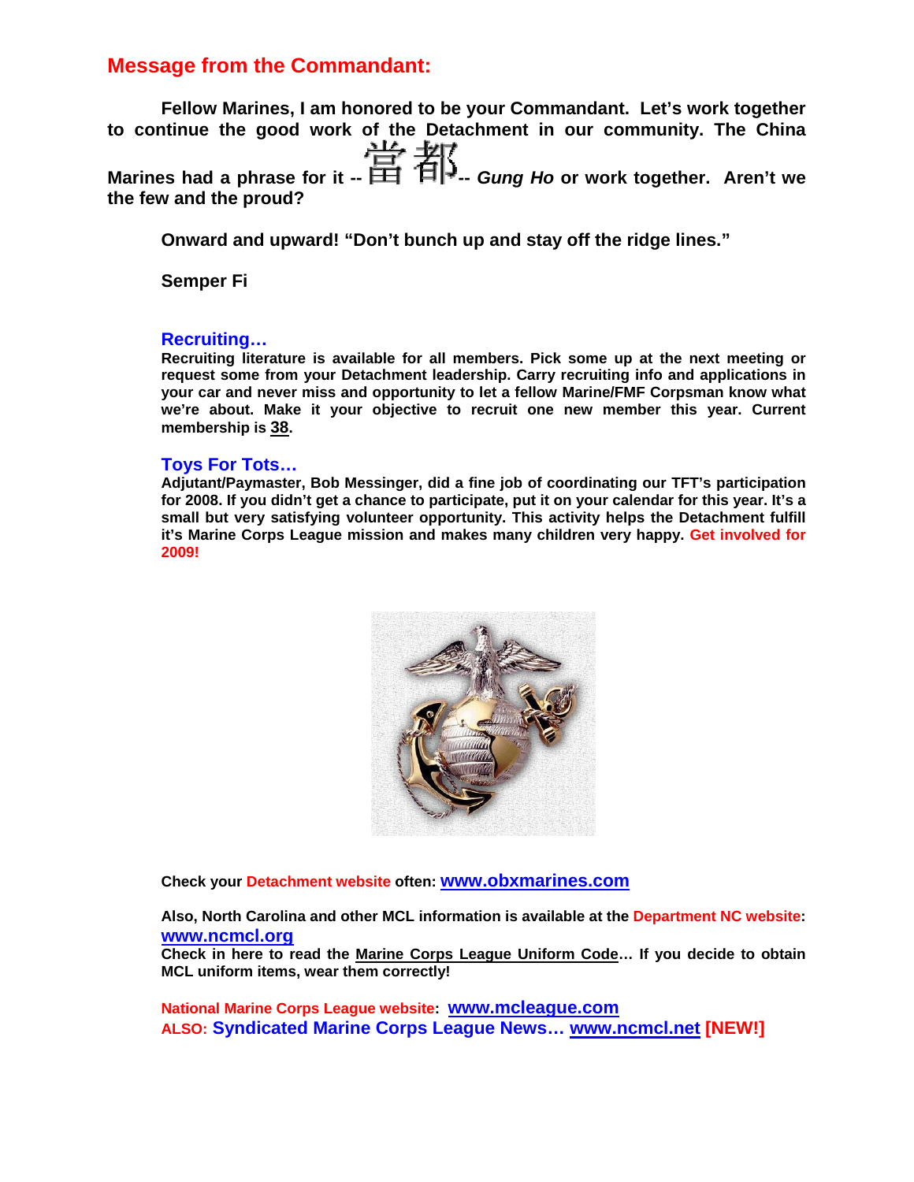## Message from the Commandant:

**Fellow Marines, I am honored to be your Commandant. Let's work together to continue the good work of the Detachment in our community. The China Marines had a phrase for it -- 工合 -- *Gung Ho* or work together. Aren't we the few and the proud?**

**Onward and upward! "Don't bunch up and stay off the ridge lines."**

**Semper Fi**

### Recruiting…

**Recruiting literature is available for all members. Pick some up at the next meeting or request some from your Detachment leadership. Carry recruiting info and applications in your car and never miss and opportunity to let a fellow Marine/FMF Corpsman know what we're about. Make it your objective to recruit one new member this year. Current membership is <u>38</u>.**

### Toys For Tots…

**Adjutant/Paymaster, Bob Messinger, did a fine job of coordinating our TFT's participation for 2008. If you didn't get a chance to participate, put it on your calendar for this year. It's a small but very satisfying volunteer opportunity. This activity helps the Detachment fulfill it's Marine Corps League mission and makes many children very happy. Get involved for 2009!**

**Check your Detachment website often: www.obxmarines.com**

**Also, North Carolina and other MCL information is available at the Department NC website: www.ncmcl.org**
**Check in here to read the <u>Marine Corps League Uniform Code</u>… If you decide to obtain MCL uniform items, wear them correctly!**

**National Marine Corps League website: www.mcleague.com**
**ALSO: Syndicated Marine Corps League News… www.ncmcl.net [NEW!]**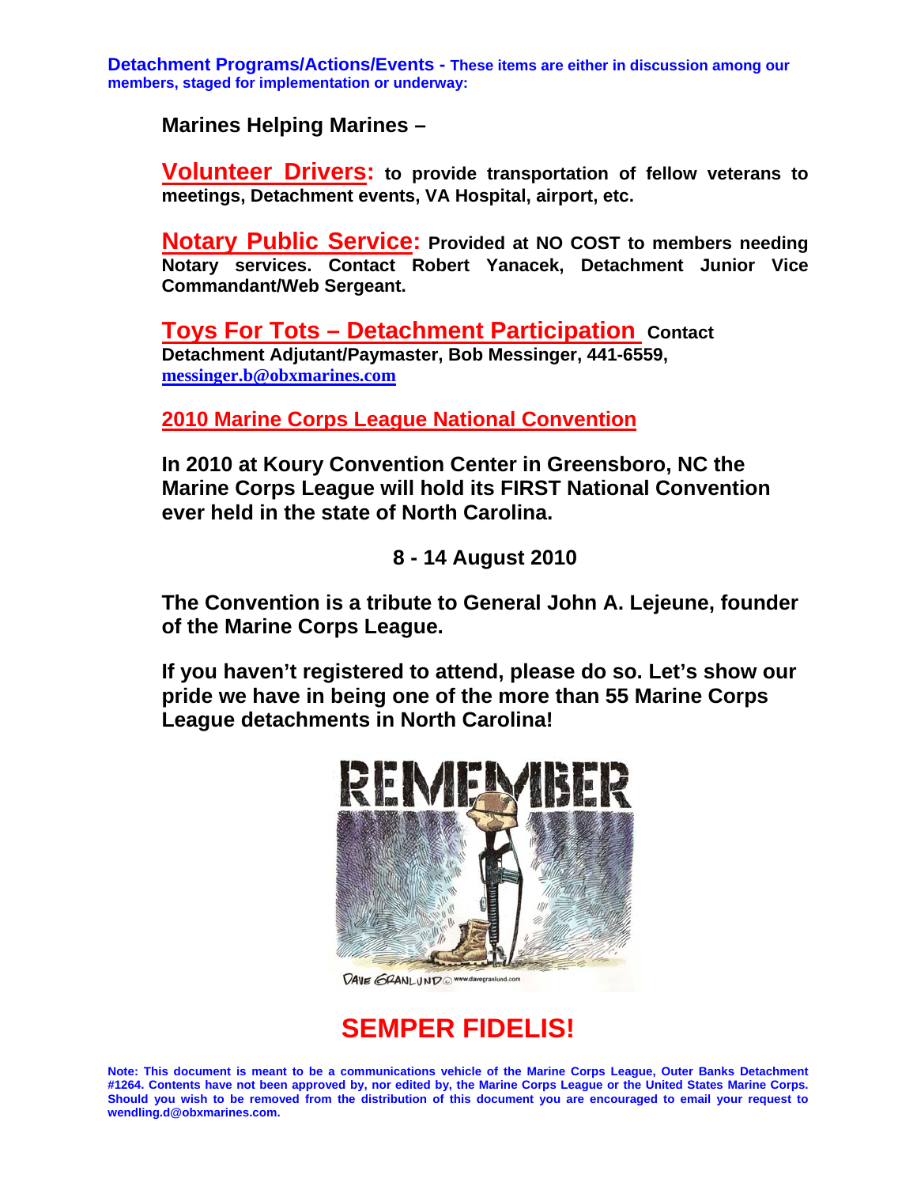**Detachment Programs/Actions/Events - These items are either in discussion among our members, staged for implementation or underway:**

## Marines Helping Marines –

**Volunteer Drivers: to provide transportation of fellow veterans to meetings, Detachment events, VA Hospital, airport, etc.**

**Notary Public Service: Provided at NO COST to members needing Notary services. Contact Robert Yanacek, Detachment Junior Vice Commandant/Web Sergeant.**

**Toys For Tots – Detachment Participation Contact Detachment Adjutant/Paymaster, Bob Messinger, 441-6559, messinger.b@obxmarines.com**

## 2010 Marine Corps League National Convention

**In 2010 at Koury Convention Center in Greensboro, NC the Marine Corps League will hold its FIRST National Convention ever held in the state of North Carolina.**

**8 - 14 August 2010**

**The Convention is a tribute to General John A. Lejeune, founder of the Marine Corps League.**

**If you haven't registered to attend, please do so. Let's show our pride we have in being one of the more than 55 Marine Corps League detachments in North Carolina!**

REMEMBER

DAVE GRANLUND © www.davegranlund.com

# SEMPER FIDELIS!

**Note: This document is meant to be a communications vehicle of the Marine Corps League, Outer Banks Detachment #1264. Contents have not been approved by, nor edited by, the Marine Corps League or the United States Marine Corps. Should you wish to be removed from the distribution of this document you are encouraged to email your request to wendling.d@obxmarines.com.**